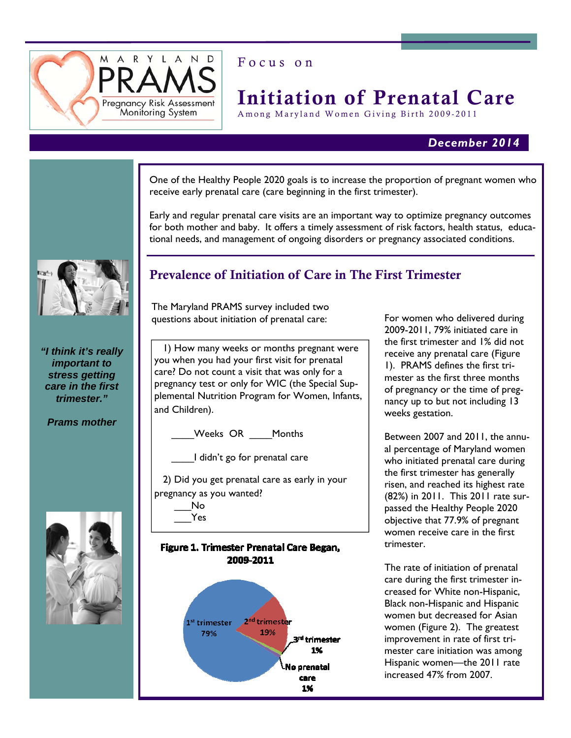MARYLAND PRAMS

Pregnancy Risk Assessment Monitoring System

Focus on

# Initiation of Prenatal Care

Among Maryland Women Giving Birth 2009-2011

***December 2014***

One of the Healthy People 2020 goals is to increase the proportion of pregnant women who receive early prenatal care (care beginning in the first trimester).

Early and regular prenatal care visits are an important way to optimize pregnancy outcomes for both mother and baby. It offers a timely assessment of risk factors, health status, educational needs, and management of ongoing disorders or pregnancy associated conditions.

***"I think it's really important to stress getting care in the first trimester."***

***Prams mother***

## Prevalence of Initiation of Care in The First Trimester

The Maryland PRAMS survey included two questions about initiation of prenatal care:

1) How many weeks or months pregnant were you when you had your first visit for prenatal care? Do not count a visit that was only for a pregnancy test or only for WIC (the Special Supplemental Nutrition Program for Women, Infants, and Children).

____Weeks OR ____Months

____I didn't go for prenatal care

2) Did you get prenatal care as early in your pregnancy as you wanted?

___No

___Yes

**Figure 1. Trimester Prenatal Care Began, 2009-2011**

1st trimester 79%

2nd trimester 19%

3rd trimester 1%

No prenatal care 1%

For women who delivered during 2009-2011, 79% initiated care in the first trimester and 1% did not receive any prenatal care (Figure 1). PRAMS defines the first trimester as the first three months of pregnancy or the time of pregnancy up to but not including 13 weeks gestation.

Between 2007 and 2011, the annual percentage of Maryland women who initiated prenatal care during the first trimester has generally risen, and reached its highest rate (82%) in 2011. This 2011 rate surpassed the Healthy People 2020 objective that 77.9% of pregnant women receive care in the first trimester.

The rate of initiation of prenatal care during the first trimester increased for White non-Hispanic, Black non-Hispanic and Hispanic women but decreased for Asian women (Figure 2). The greatest improvement in rate of first trimester care initiation was among Hispanic women—the 2011 rate increased 47% from 2007.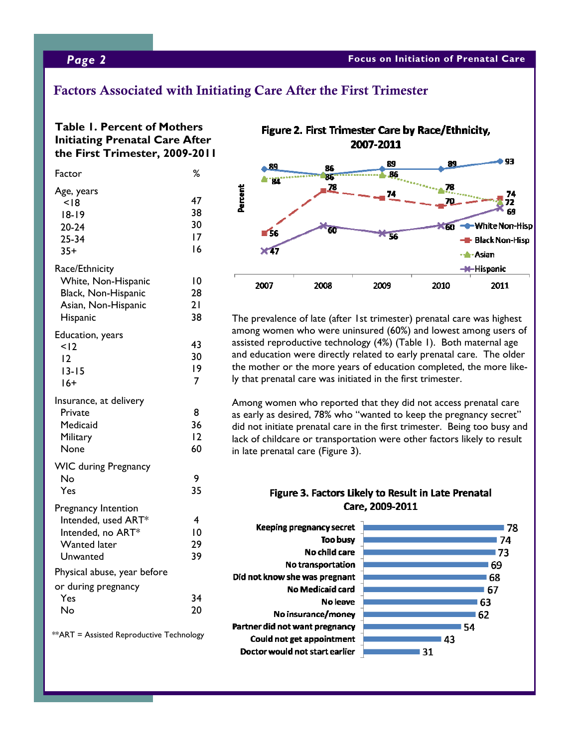## Factors Associated with Initiating Care After the First Trimester

**Table 1. Percent of Mothers Initiating Prenatal Care After the First Trimester, 2009-2011**

| Factor | % |
|---|---|
| **Age, years** | |
| <18 | 47 |
| 18-19 | 38 |
| 20-24 | 30 |
| 25-34 | 17 |
| 35+ | 16 |
| **Race/Ethnicity** | |
| White, Non-Hispanic | 10 |
| Black, Non-Hispanic | 28 |
| Asian, Non-Hispanic | 21 |
| Hispanic | 38 |
| **Education, years** | |
| <12 | 43 |
| 12 | 30 |
| 13-15 | 19 |
| 16+ | 7 |
| **Insurance, at delivery** | |
| Private | 8 |
| Medicaid | 36 |
| Military | 12 |
| None | 60 |
| **WIC during Pregnancy** | |
| No | 9 |
| Yes | 35 |
| **Pregnancy Intention** | |
| Intended, used ART* | 4 |
| Intended, no ART* | 10 |
| Wanted later | 29 |
| Unwanted | 39 |
| **Physical abuse, year before or during pregnancy** | |
| Yes | 34 |
| No | 20 |

**ART = Assisted Reproductive Technology

**Figure 2. First Trimester Care by Race/Ethnicity, 2007-2011**

Percent

White Non-Hisp: 89, 86, 89, 89, 93
Black Non-Hisp: 56, 78, 74, 70, 74
Asian: 84, 86, 86, 78, 72
Hispanic: 47, 60, 56, 60, 69

2007 2008 2009 2010 2011

The prevalence of late (after 1st trimester) prenatal care was highest among women who were uninsured (60%) and lowest among users of assisted reproductive technology (4%) (Table 1). Both maternal age and education were directly related to early prenatal care. The older the mother or the more years of education completed, the more likely that prenatal care was initiated in the first trimester.

Among women who reported that they did not access prenatal care as early as desired, 78% who "wanted to keep the pregnancy secret" did not initiate prenatal care in the first trimester. Being too busy and lack of childcare or transportation were other factors likely to result in late prenatal care (Figure 3).

**Figure 3. Factors Likely to Result in Late Prenatal Care, 2009-2011**

Keeping pregnancy secret 78
Too busy 74
No child care 73
No transportation 69
Did not know she was pregnant 68
No Medicaid card 67
No leave 63
No insurance/money 62
Partner did not want pregnancy 54
Could not get appointment 43
Doctor would not start earlier 31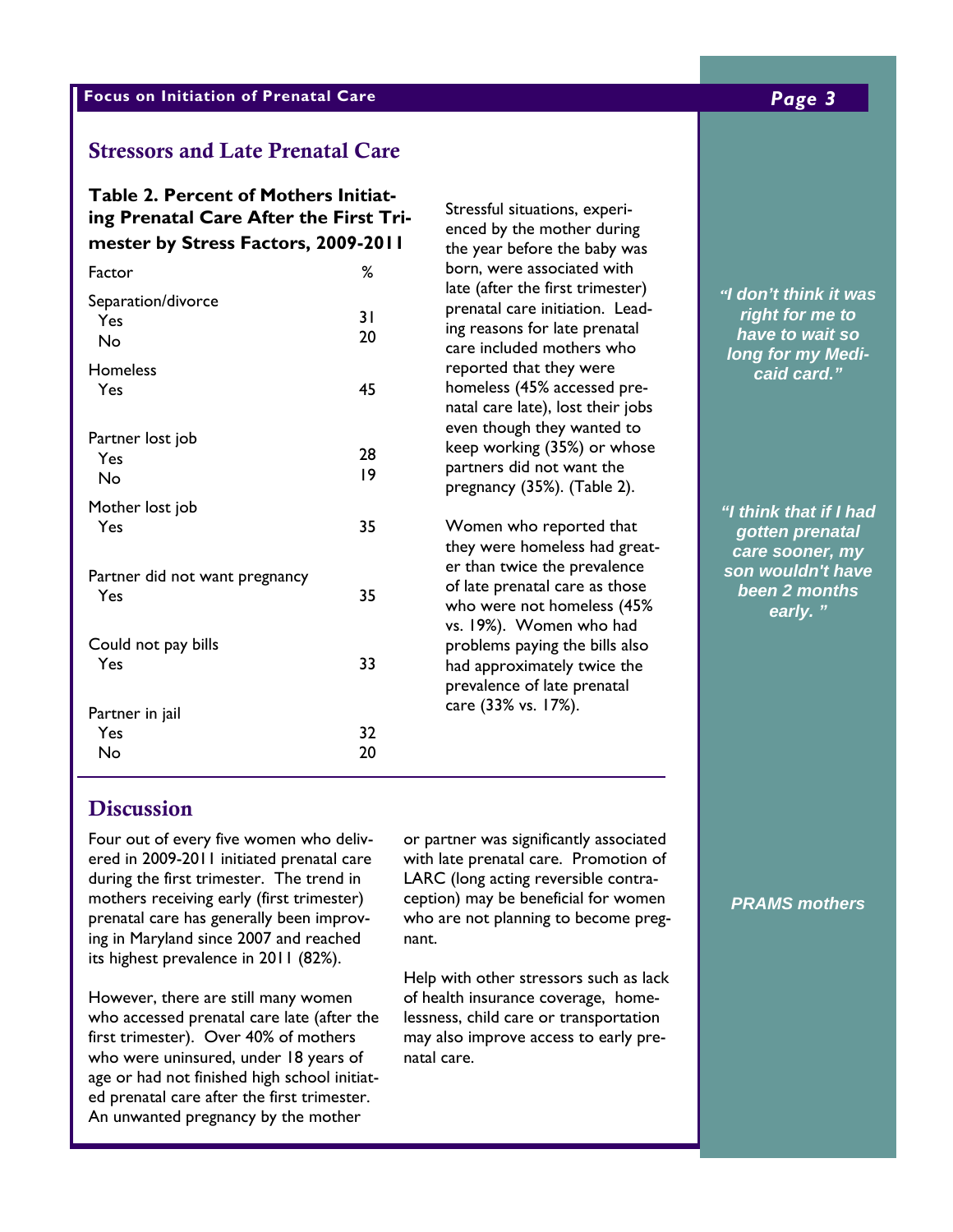## Stressors and Late Prenatal Care

**Table 2. Percent of Mothers Initiating Prenatal Care After the First Trimester by Stress Factors, 2009-2011**

| Factor | % |
|---|---|
| Separation/divorce | |
| Yes | 31 |
| No | 20 |
| Homeless | |
| Yes | 45 |
| Partner lost job | |
| Yes | 28 |
| No | 19 |
| Mother lost job | |
| Yes | 35 |
| Partner did not want pregnancy | |
| Yes | 35 |
| Could not pay bills | |
| Yes | 33 |
| Partner in jail | |
| Yes | 32 |
| No | 20 |

Stressful situations, experienced by the mother during the year before the baby was born, were associated with late (after the first trimester) prenatal care initiation. Leading reasons for late prenatal care included mothers who reported that they were homeless (45% accessed prenatal care late), lost their jobs even though they wanted to keep working (35%) or whose partners did not want the pregnancy (35%). (Table 2).

Women who reported that they were homeless had greater than twice the prevalence of late prenatal care as those who were not homeless (45% vs. 19%). Women who had problems paying the bills also had approximately twice the prevalence of late prenatal care (33% vs. 17%).

***"I don't think it was right for me to have to wait so long for my Medicaid card."***

***"I think that if I had gotten prenatal care sooner, my son wouldn't have been 2 months early. "***

***PRAMS mothers***

## Discussion

Four out of every five women who delivered in 2009-2011 initiated prenatal care during the first trimester. The trend in mothers receiving early (first trimester) prenatal care has generally been improving in Maryland since 2007 and reached its highest prevalence in 2011 (82%).

However, there are still many women who accessed prenatal care late (after the first trimester). Over 40% of mothers who were uninsured, under 18 years of age or had not finished high school initiated prenatal care after the first trimester. An unwanted pregnancy by the mother or partner was significantly associated with late prenatal care. Promotion of LARC (long acting reversible contraception) may be beneficial for women who are not planning to become pregnant.

Help with other stressors such as lack of health insurance coverage, homelessness, child care or transportation may also improve access to early prenatal care.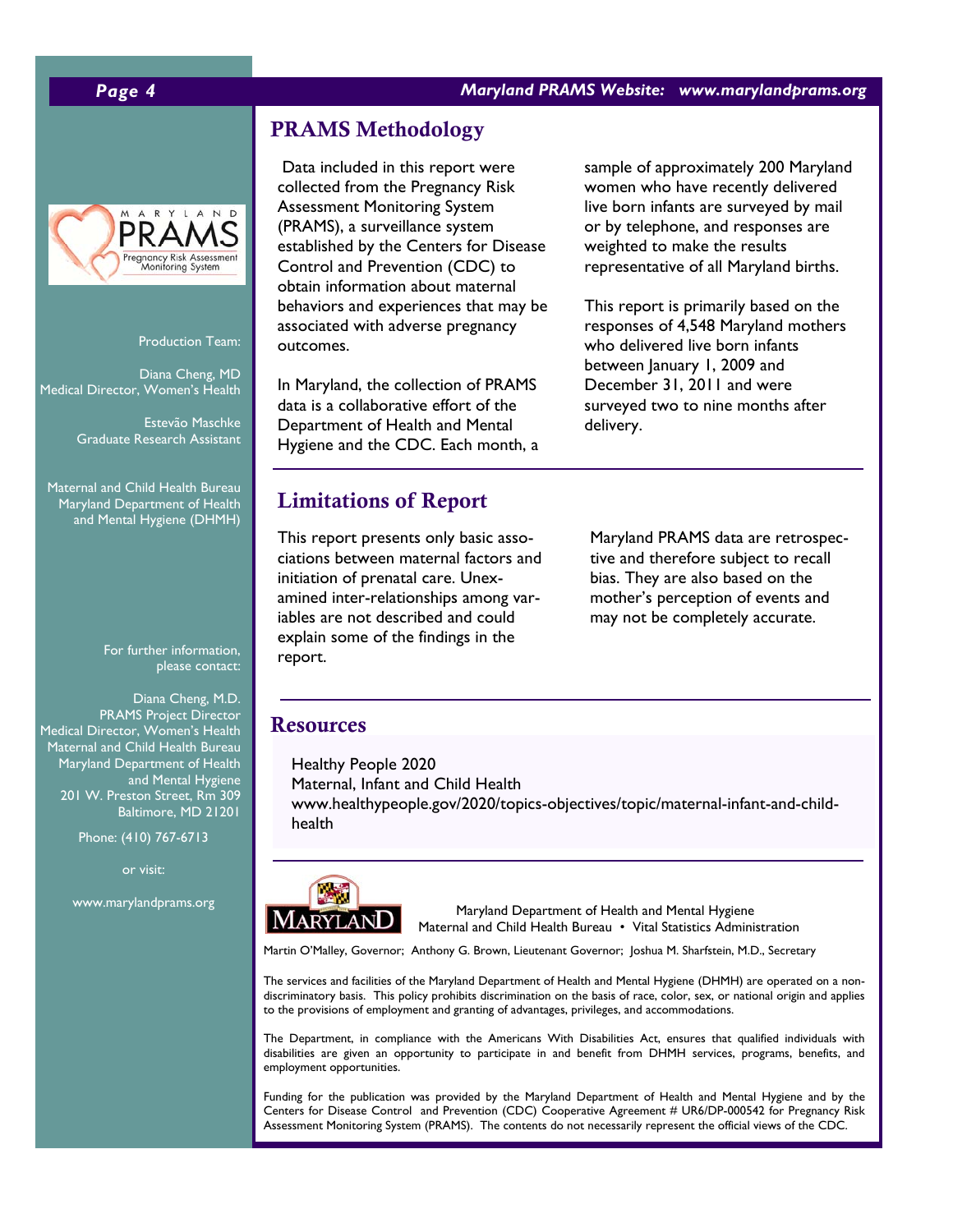## PRAMS Methodology

Data included in this report were collected from the Pregnancy Risk Assessment Monitoring System (PRAMS), a surveillance system established by the Centers for Disease Control and Prevention (CDC) to obtain information about maternal behaviors and experiences that may be associated with adverse pregnancy outcomes.

In Maryland, the collection of PRAMS data is a collaborative effort of the Department of Health and Mental Hygiene and the CDC. Each month, a sample of approximately 200 Maryland women who have recently delivered live born infants are surveyed by mail or by telephone, and responses are weighted to make the results representative of all Maryland births.

This report is primarily based on the responses of 4,548 Maryland mothers who delivered live born infants between January 1, 2009 and December 31, 2011 and were surveyed two to nine months after delivery.

## Limitations of Report

This report presents only basic associations between maternal factors and initiation of prenatal care. Unexamined inter-relationships among variables are not described and could explain some of the findings in the report.

Maryland PRAMS data are retrospective and therefore subject to recall bias. They are also based on the mother's perception of events and may not be completely accurate.

## Resources

Healthy People 2020
Maternal, Infant and Child Health
www.healthypeople.gov/2020/topics-objectives/topic/maternal-infant-and-child-health

MARYLAND PRAMS Pregnancy Risk Assessment Monitoring System

Production Team:

Diana Cheng, MD
Medical Director, Women's Health

Estevão Maschke
Graduate Research Assistant

Maternal and Child Health Bureau
Maryland Department of Health and Mental Hygiene (DHMH)

For further information, please contact:

Diana Cheng, M.D.
PRAMS Project Director
Medical Director, Women's Health
Maternal and Child Health Bureau
Maryland Department of Health and Mental Hygiene
201 W. Preston Street, Rm 309
Baltimore, MD 21201

Phone: (410) 767-6713

or visit:

www.marylandprams.org

MARYLAND

Maryland Department of Health and Mental Hygiene
Maternal and Child Health Bureau • Vital Statistics Administration

Martin O'Malley, Governor; Anthony G. Brown, Lieutenant Governor; Joshua M. Sharfstein, M.D., Secretary

The services and facilities of the Maryland Department of Health and Mental Hygiene (DHMH) are operated on a non-discriminatory basis. This policy prohibits discrimination on the basis of race, color, sex, or national origin and applies to the provisions of employment and granting of advantages, privileges, and accommodations.

The Department, in compliance with the Americans With Disabilities Act, ensures that qualified individuals with disabilities are given an opportunity to participate in and benefit from DHMH services, programs, benefits, and employment opportunities.

Funding for the publication was provided by the Maryland Department of Health and Mental Hygiene and by the Centers for Disease Control and Prevention (CDC) Cooperative Agreement # UR6/DP-000542 for Pregnancy Risk Assessment Monitoring System (PRAMS). The contents do not necessarily represent the official views of the CDC.